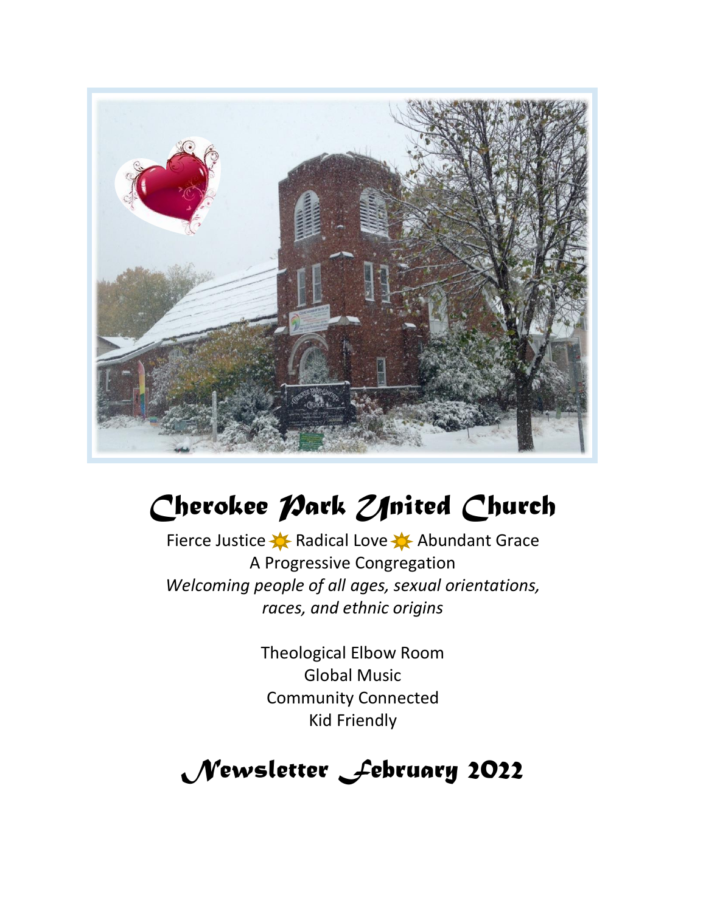# Cherokee Park United Church

Fierce Justice ☀ Radical Love ☀ Abundant Grace

A Progressive Congregation

*Welcoming people of all ages, sexual orientations, races, and ethnic origins*

Theological Elbow Room

Global Music

Community Connected

Kid Friendly

## Newsletter February 2022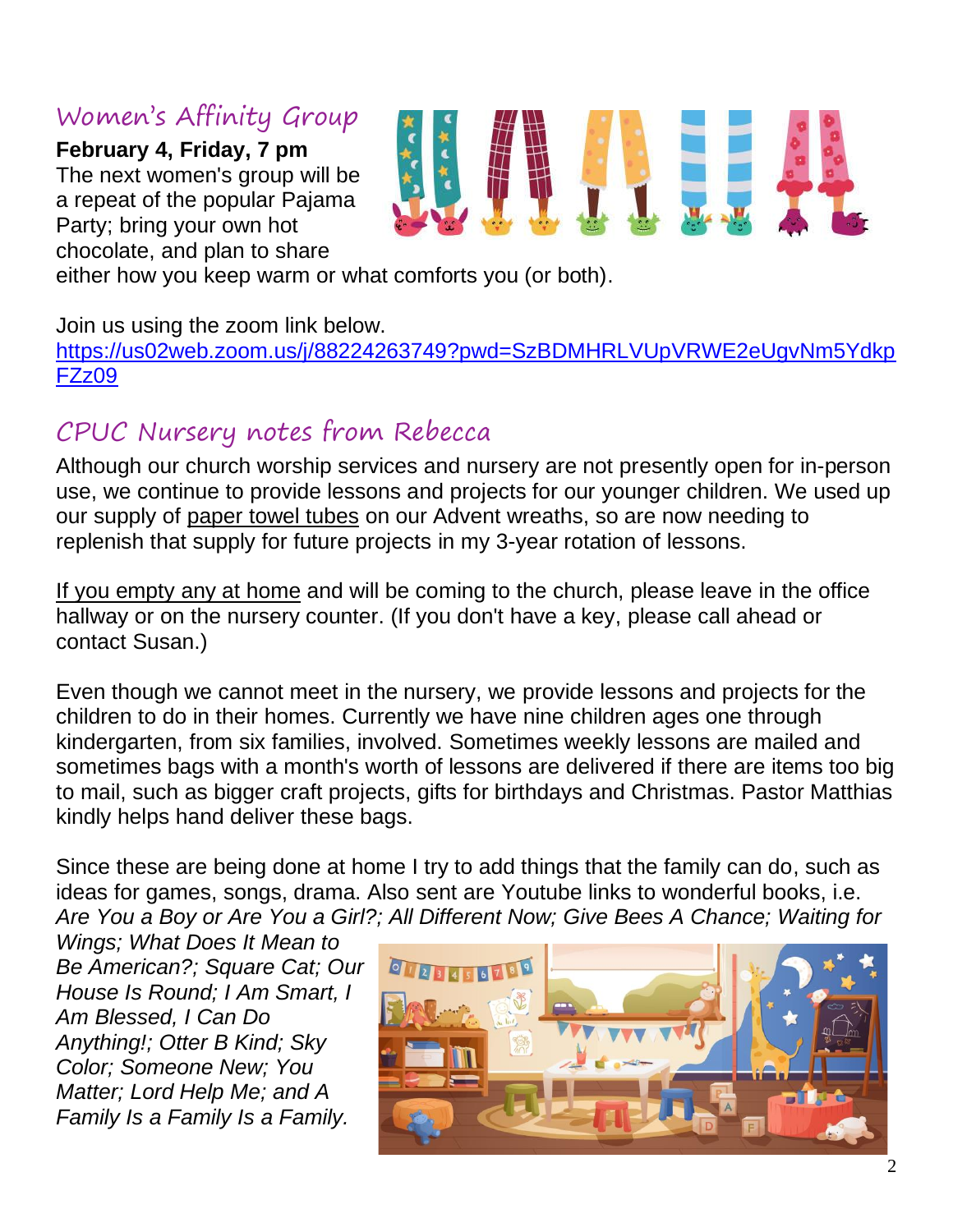## Women's Affinity Group

**February 4, Friday, 7 pm**
The next women's group will be a repeat of the popular Pajama Party; bring your own hot chocolate, and plan to share either how you keep warm or what comforts you (or both).

Join us using the zoom link below.
https://us02web.zoom.us/j/88224263749?pwd=SzBDMHRLVUpVRWE2eUgvNm5YdkpFZz09

## CPUC Nursery notes from Rebecca

Although our church worship services and nursery are not presently open for in-person use, we continue to provide lessons and projects for our younger children. We used up our supply of paper towel tubes on our Advent wreaths, so are now needing to replenish that supply for future projects in my 3-year rotation of lessons.

If you empty any at home and will be coming to the church, please leave in the office hallway or on the nursery counter. (If you don't have a key, please call ahead or contact Susan.)

Even though we cannot meet in the nursery, we provide lessons and projects for the children to do in their homes. Currently we have nine children ages one through kindergarten, from six families, involved. Sometimes weekly lessons are mailed and sometimes bags with a month's worth of lessons are delivered if there are items too big to mail, such as bigger craft projects, gifts for birthdays and Christmas. Pastor Matthias kindly helps hand deliver these bags.

Since these are being done at home I try to add things that the family can do, such as ideas for games, songs, drama. Also sent are Youtube links to wonderful books, i.e. *Are You a Boy or Are You a Girl?; All Different Now; Give Bees A Chance; Waiting for Wings; What Does It Mean to Be American?; Square Cat; Our House Is Round; I Am Smart, I Am Blessed, I Can Do Anything!; Otter B Kind; Sky Color; Someone New; You Matter; Lord Help Me; and A Family Is a Family Is a Family.*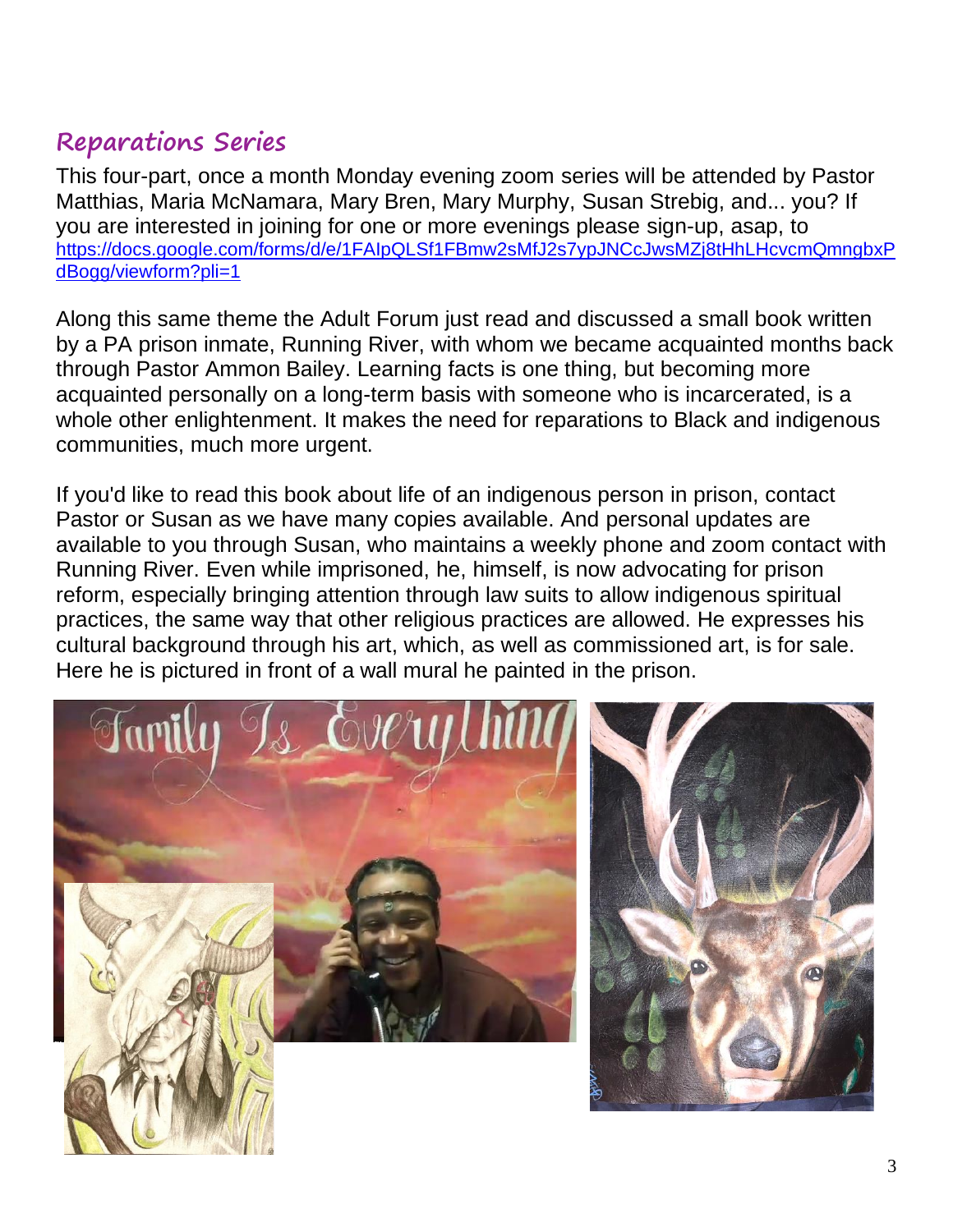## Reparations Series

This four-part, once a month Monday evening zoom series will be attended by Pastor Matthias, Maria McNamara, Mary Bren, Mary Murphy, Susan Strebig, and... you? If you are interested in joining for one or more evenings please sign-up, asap, to [https://docs.google.com/forms/d/e/1FAIpQLSf1FBmw2sMfJ2s7ypJNCcJwsMZj8tHhLHcvcmQmngbxPdBogg/viewform?pli=1](https://docs.google.com/forms/d/e/1FAIpQLSf1FBmw2sMfJ2s7ypJNCcJwsMZj8tHhLHcvcmQmngbxPdBogg/viewform?pli=1)

Along this same theme the Adult Forum just read and discussed a small book written by a PA prison inmate, Running River, with whom we became acquainted months back through Pastor Ammon Bailey. Learning facts is one thing, but becoming more acquainted personally on a long-term basis with someone who is incarcerated, is a whole other enlightenment. It makes the need for reparations to Black and indigenous communities, much more urgent.

If you'd like to read this book about life of an indigenous person in prison, contact Pastor or Susan as we have many copies available. And personal updates are available to you through Susan, who maintains a weekly phone and zoom contact with Running River. Even while imprisoned, he, himself, is now advocating for prison reform, especially bringing attention through law suits to allow indigenous spiritual practices, the same way that other religious practices are allowed. He expresses his cultural background through his art, which, as well as commissioned art, is for sale. Here he is pictured in front of a wall mural he painted in the prison.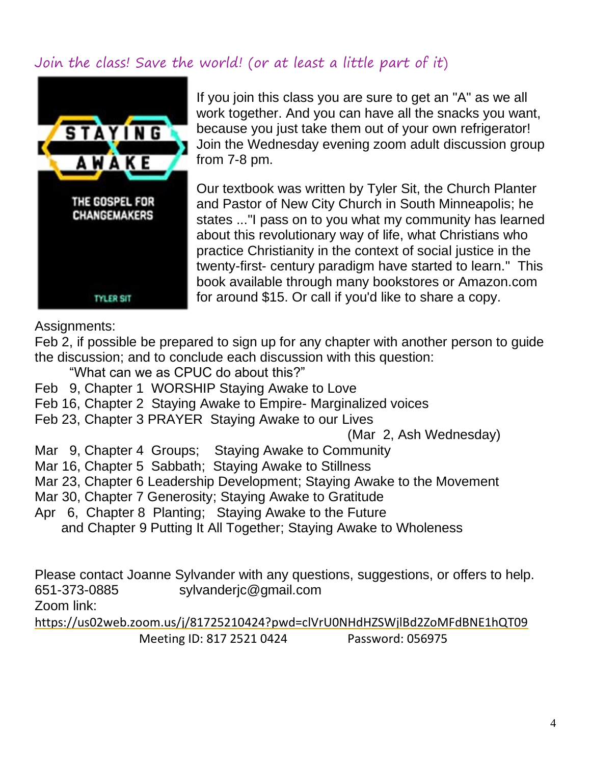## Join the class! Save the world! (or at least a little part of it)

If you join this class you are sure to get an "A" as we all work together. And you can have all the snacks you want, because you just take them out of your own refrigerator! Join the Wednesday evening zoom adult discussion group from 7-8 pm.

Our textbook was written by Tyler Sit, the Church Planter and Pastor of New City Church in South Minneapolis; he states ..."I pass on to you what my community has learned about this revolutionary way of life, what Christians who practice Christianity in the context of social justice in the twenty-first- century paradigm have started to learn." This book available through many bookstores or Amazon.com for around $15. Or call if you'd like to share a copy.

Assignments:

Feb 2, if possible be prepared to sign up for any chapter with another person to guide the discussion; and to conclude each discussion with this question:

"What can we as CPUC do about this?"

Feb 9, Chapter 1 WORSHIP Staying Awake to Love
Feb 16, Chapter 2 Staying Awake to Empire- Marginalized voices
Feb 23, Chapter 3 PRAYER Staying Awake to our Lives
(Mar 2, Ash Wednesday)
Mar 9, Chapter 4 Groups; Staying Awake to Community
Mar 16, Chapter 5 Sabbath; Staying Awake to Stillness
Mar 23, Chapter 6 Leadership Development; Staying Awake to the Movement
Mar 30, Chapter 7 Generosity; Staying Awake to Gratitude
Apr 6, Chapter 8 Planting; Staying Awake to the Future
and Chapter 9 Putting It All Together; Staying Awake to Wholeness

Please contact Joanne Sylvander with any questions, suggestions, or offers to help.
651-373-0885 sylvanderjc@gmail.com
Zoom link:
https://us02web.zoom.us/j/81725210424?pwd=clVrU0NHdHZSWjlBd2ZoMFdBNE1hQT09
Meeting ID: 817 2521 0424 Password: 056975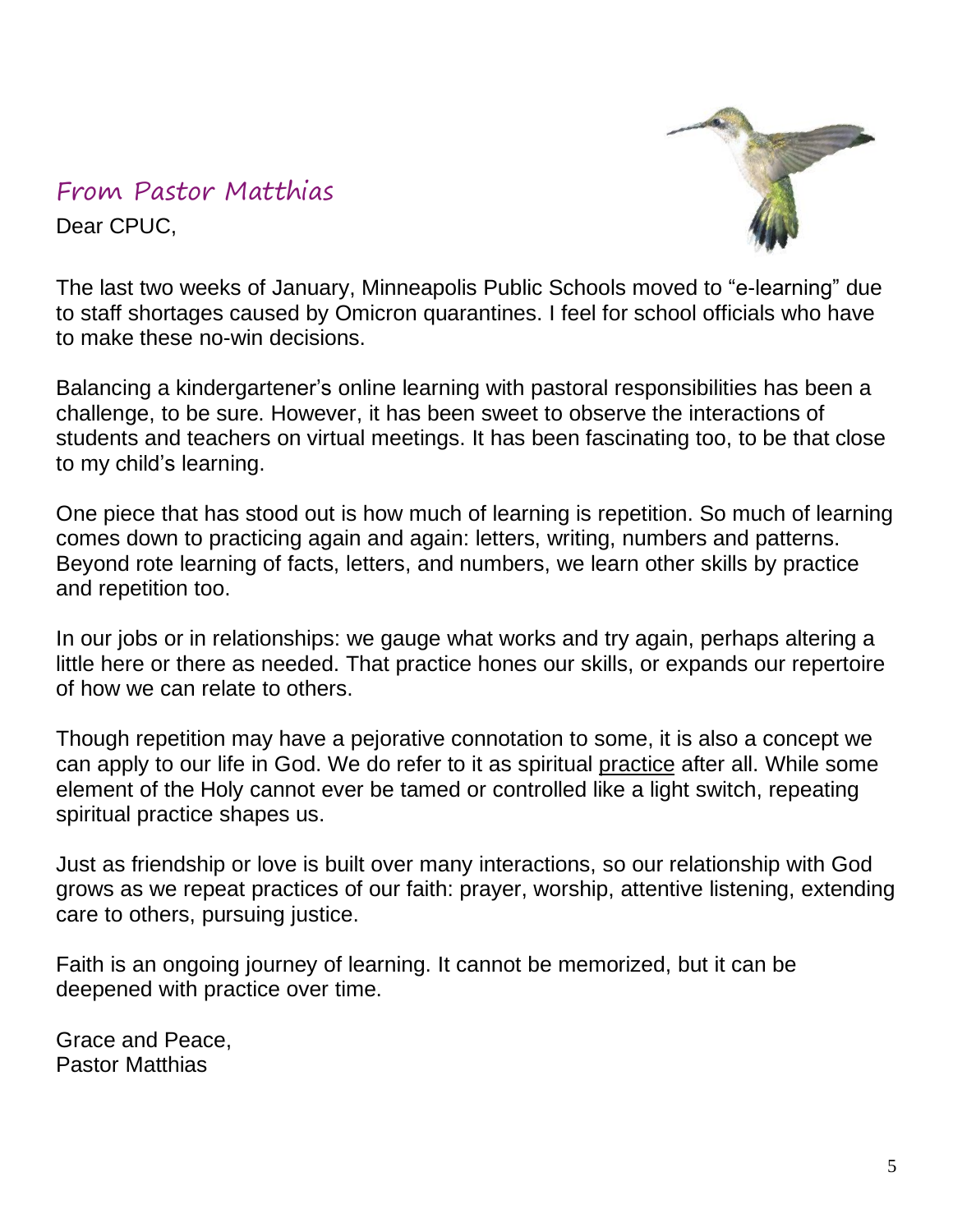## From Pastor Matthias

Dear CPUC,

The last two weeks of January, Minneapolis Public Schools moved to "e-learning" due to staff shortages caused by Omicron quarantines. I feel for school officials who have to make these no-win decisions.

Balancing a kindergartener's online learning with pastoral responsibilities has been a challenge, to be sure. However, it has been sweet to observe the interactions of students and teachers on virtual meetings. It has been fascinating too, to be that close to my child's learning.

One piece that has stood out is how much of learning is repetition. So much of learning comes down to practicing again and again: letters, writing, numbers and patterns. Beyond rote learning of facts, letters, and numbers, we learn other skills by practice and repetition too.

In our jobs or in relationships: we gauge what works and try again, perhaps altering a little here or there as needed. That practice hones our skills, or expands our repertoire of how we can relate to others.

Though repetition may have a pejorative connotation to some, it is also a concept we can apply to our life in God. We do refer to it as spiritual <u>practice</u> after all. While some element of the Holy cannot ever be tamed or controlled like a light switch, repeating spiritual practice shapes us.

Just as friendship or love is built over many interactions, so our relationship with God grows as we repeat practices of our faith: prayer, worship, attentive listening, extending care to others, pursuing justice.

Faith is an ongoing journey of learning. It cannot be memorized, but it can be deepened with practice over time.

Grace and Peace,
Pastor Matthias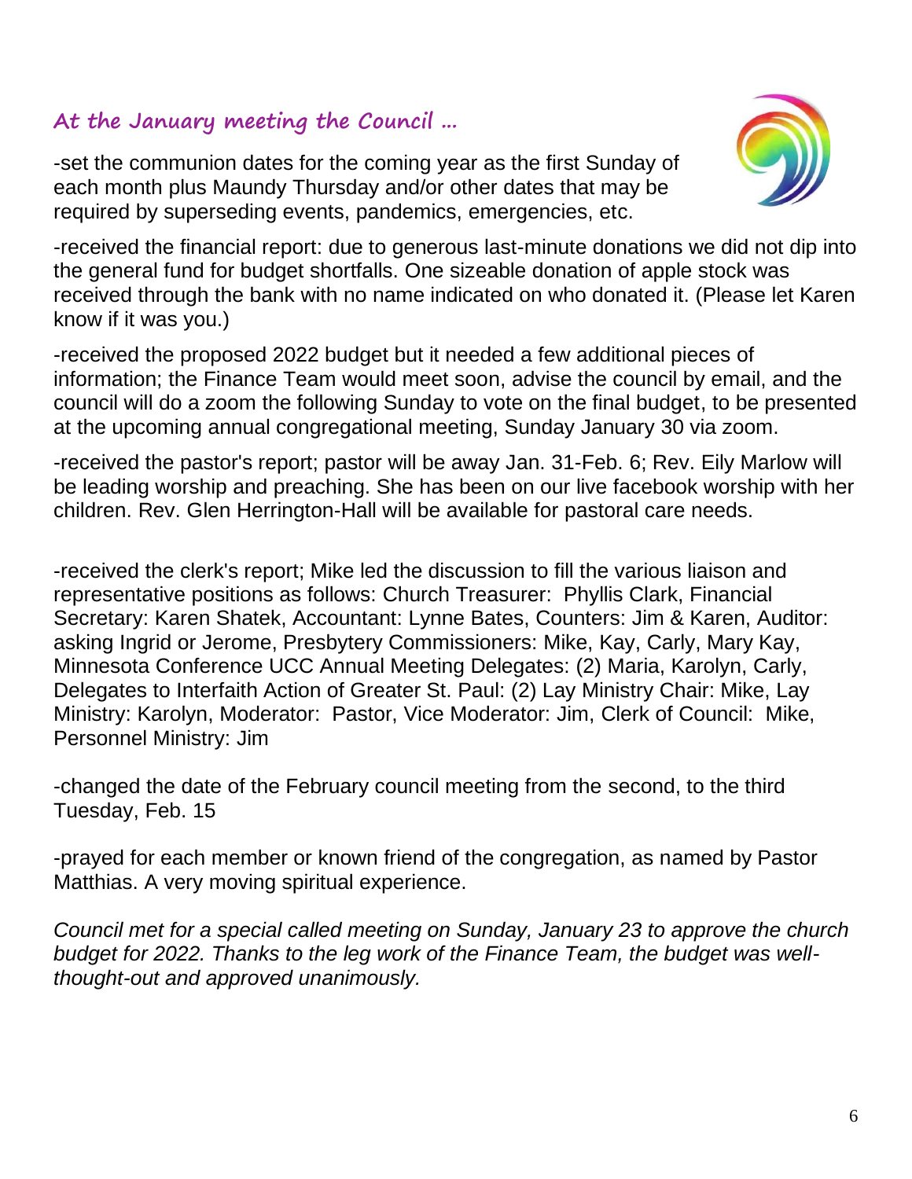## At the January meeting the Council ...

-set the communion dates for the coming year as the first Sunday of each month plus Maundy Thursday and/or other dates that may be required by superseding events, pandemics, emergencies, etc.

-received the financial report: due to generous last-minute donations we did not dip into the general fund for budget shortfalls. One sizeable donation of apple stock was received through the bank with no name indicated on who donated it. (Please let Karen know if it was you.)

-received the proposed 2022 budget but it needed a few additional pieces of information; the Finance Team would meet soon, advise the council by email, and the council will do a zoom the following Sunday to vote on the final budget, to be presented at the upcoming annual congregational meeting, Sunday January 30 via zoom.

-received the pastor's report; pastor will be away Jan. 31-Feb. 6; Rev. Eily Marlow will be leading worship and preaching. She has been on our live facebook worship with her children. Rev. Glen Herrington-Hall will be available for pastoral care needs.

-received the clerk's report; Mike led the discussion to fill the various liaison and representative positions as follows: Church Treasurer: Phyllis Clark, Financial Secretary: Karen Shatek, Accountant: Lynne Bates, Counters: Jim & Karen, Auditor: asking Ingrid or Jerome, Presbytery Commissioners: Mike, Kay, Carly, Mary Kay, Minnesota Conference UCC Annual Meeting Delegates: (2) Maria, Karolyn, Carly, Delegates to Interfaith Action of Greater St. Paul: (2) Lay Ministry Chair: Mike, Lay Ministry: Karolyn, Moderator: Pastor, Vice Moderator: Jim, Clerk of Council: Mike, Personnel Ministry: Jim

-changed the date of the February council meeting from the second, to the third Tuesday, Feb. 15

-prayed for each member or known friend of the congregation, as named by Pastor Matthias. A very moving spiritual experience.

*Council met for a special called meeting on Sunday, January 23 to approve the church budget for 2022. Thanks to the leg work of the Finance Team, the budget was well-thought-out and approved unanimously.*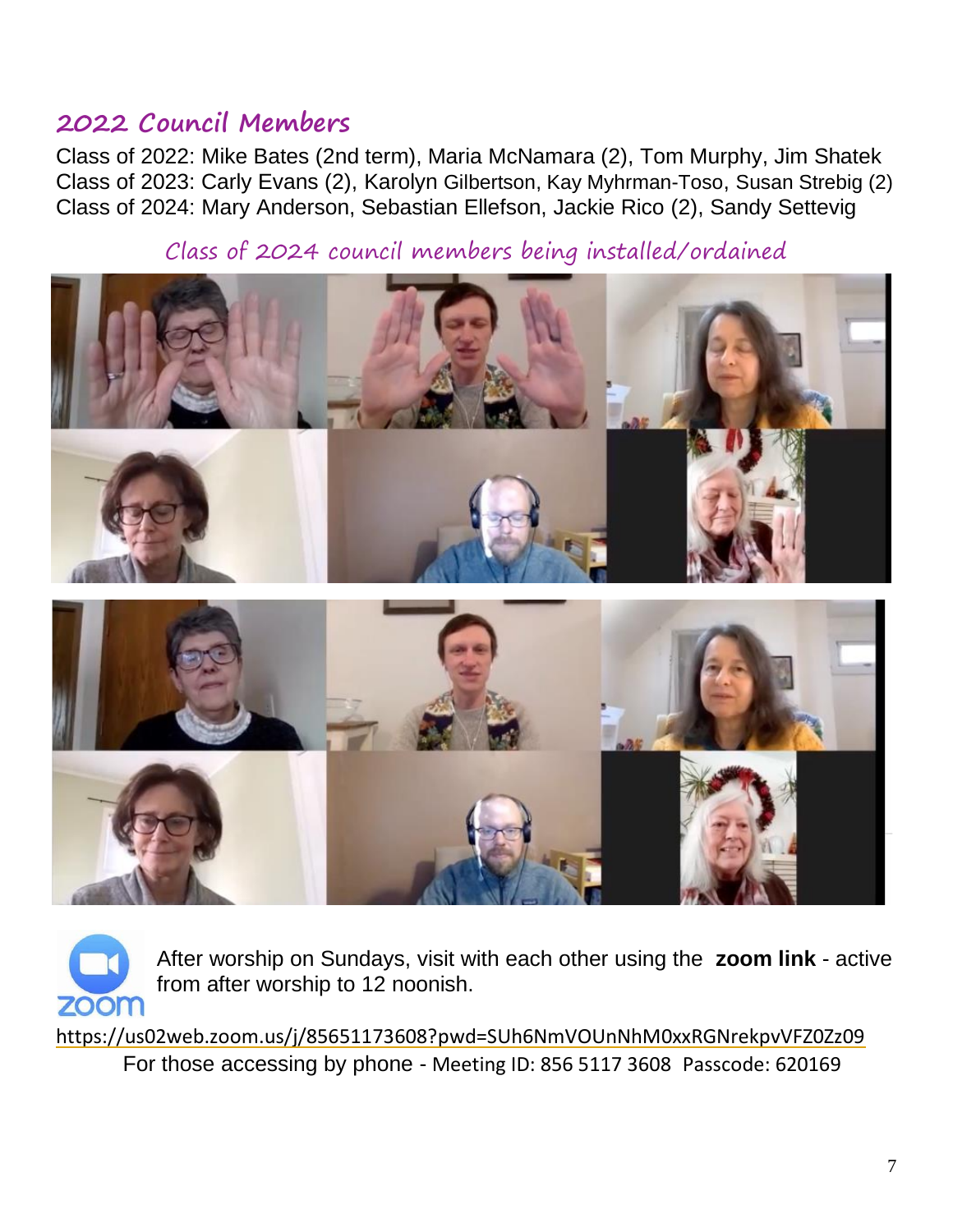## 2022 Council Members

Class of 2022: Mike Bates (2nd term), Maria McNamara (2), Tom Murphy, Jim Shatek
Class of 2023: Carly Evans (2), Karolyn Gilbertson, Kay Myhrman-Toso, Susan Strebig (2)
Class of 2024: Mary Anderson, Sebastian Ellefson, Jackie Rico (2), Sandy Settevig

*Class of 2024 council members being installed/ordained*

After worship on Sundays, visit with each other using the **zoom link** - active from after worship to 12 noonish.

https://us02web.zoom.us/j/85651173608?pwd=SUh6NmVOUnNhM0xxRGNrekpvVFZ0Zz09

For those accessing by phone - Meeting ID: 856 5117 3608 Passcode: 620169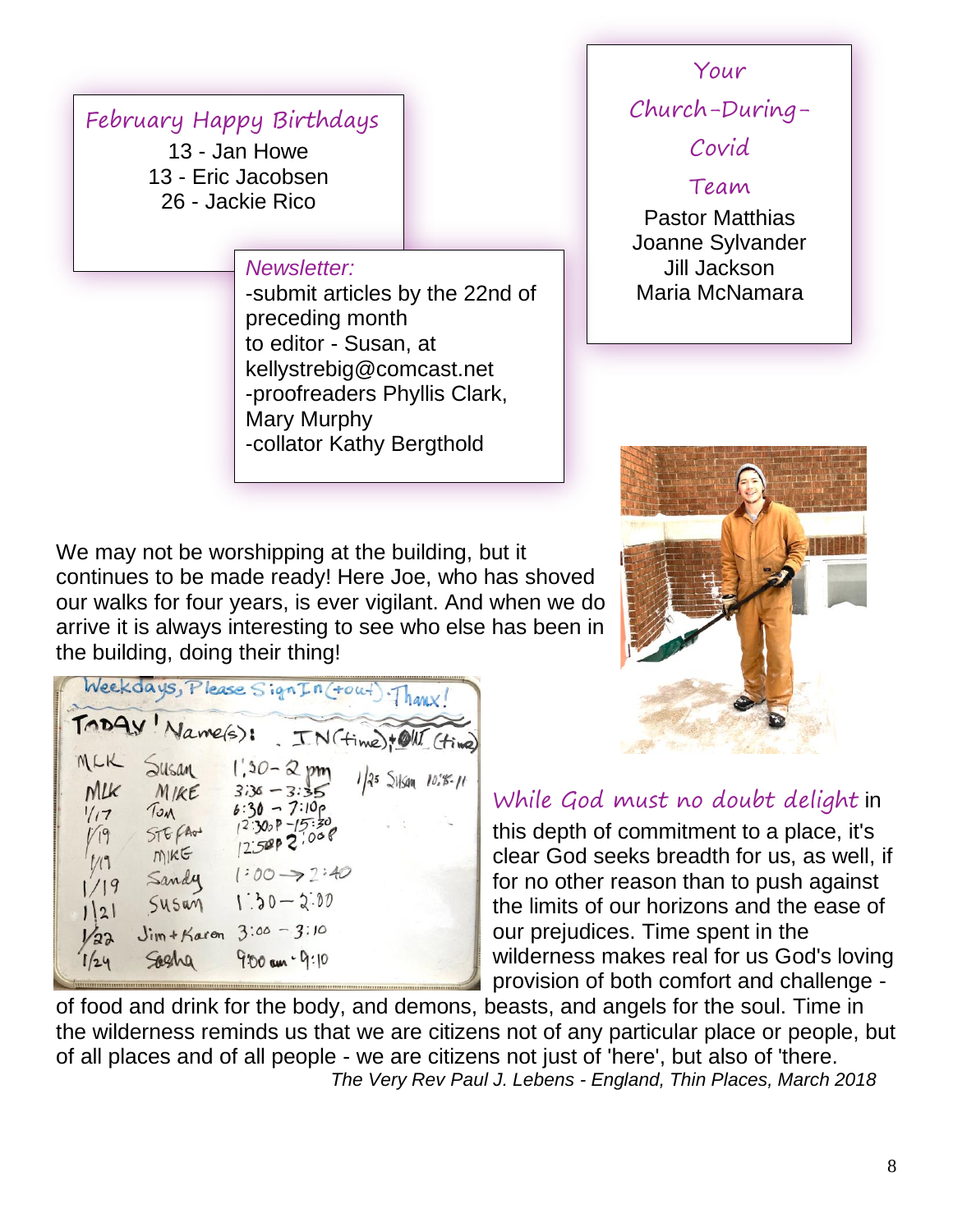## February Happy Birthdays

13 - Jan Howe
13 - Eric Jacobsen
26 - Jackie Rico

*Newsletter:*

-submit articles by the 22nd of preceding month
to editor - Susan, at kellystrebig@comcast.net
-proofreaders Phyllis Clark, Mary Murphy
-collator Kathy Bergthold

## Your Church-During-Covid Team

Pastor Matthias
Joanne Sylvander
Jill Jackson
Maria McNamara

We may not be worshipping at the building, but it continues to be made ready! Here Joe, who has shoved our walks for four years, is ever vigilant. And when we do arrive it is always interesting to see who else has been in the building, doing their thing!

While God must no doubt delight in this depth of commitment to a place, it's clear God seeks breadth for us, as well, if for no other reason than to push against the limits of our horizons and the ease of our prejudices. Time spent in the wilderness makes real for us God's loving provision of both comfort and challenge - of food and drink for the body, and demons, beasts, and angels for the soul. Time in the wilderness reminds us that we are citizens not of any particular place or people, but of all places and of all people - we are citizens not just of 'here', but also of 'there.

*The Very Rev Paul J. Lebens - England, Thin Places, March 2018*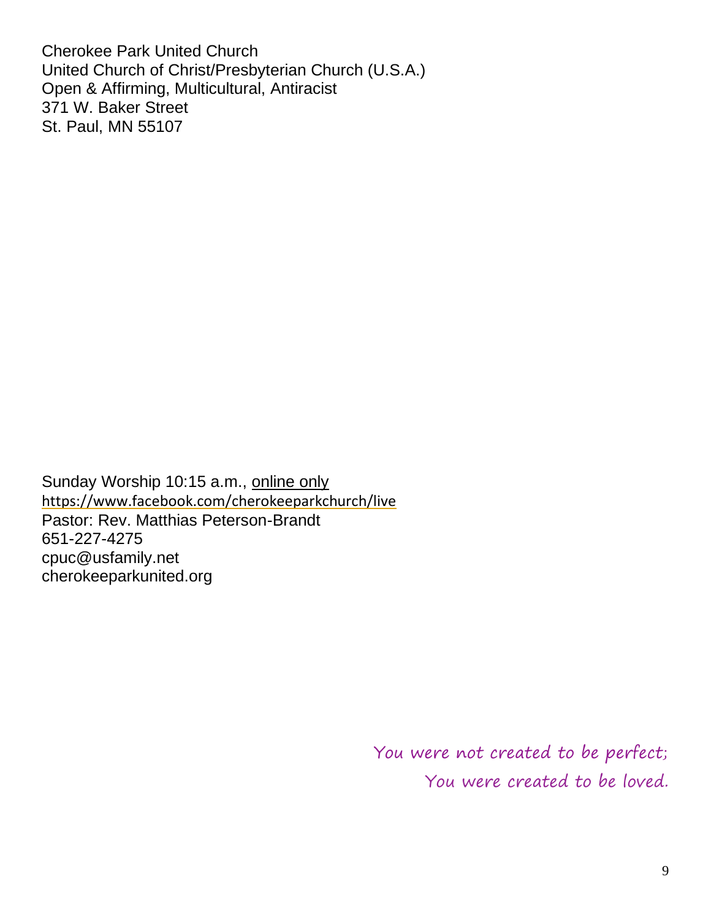Cherokee Park United Church
United Church of Christ/Presbyterian Church (U.S.A.)
Open & Affirming, Multicultural, Antiracist
371 W. Baker Street
St. Paul, MN 55107

Sunday Worship 10:15 a.m., online only
https://www.facebook.com/cherokeeparkchurch/live
Pastor: Rev. Matthias Peterson-Brandt
651-227-4275
cpuc@usfamily.net
cherokeeparkunited.org

*You were not created to be perfect;*
*You were created to be loved.*